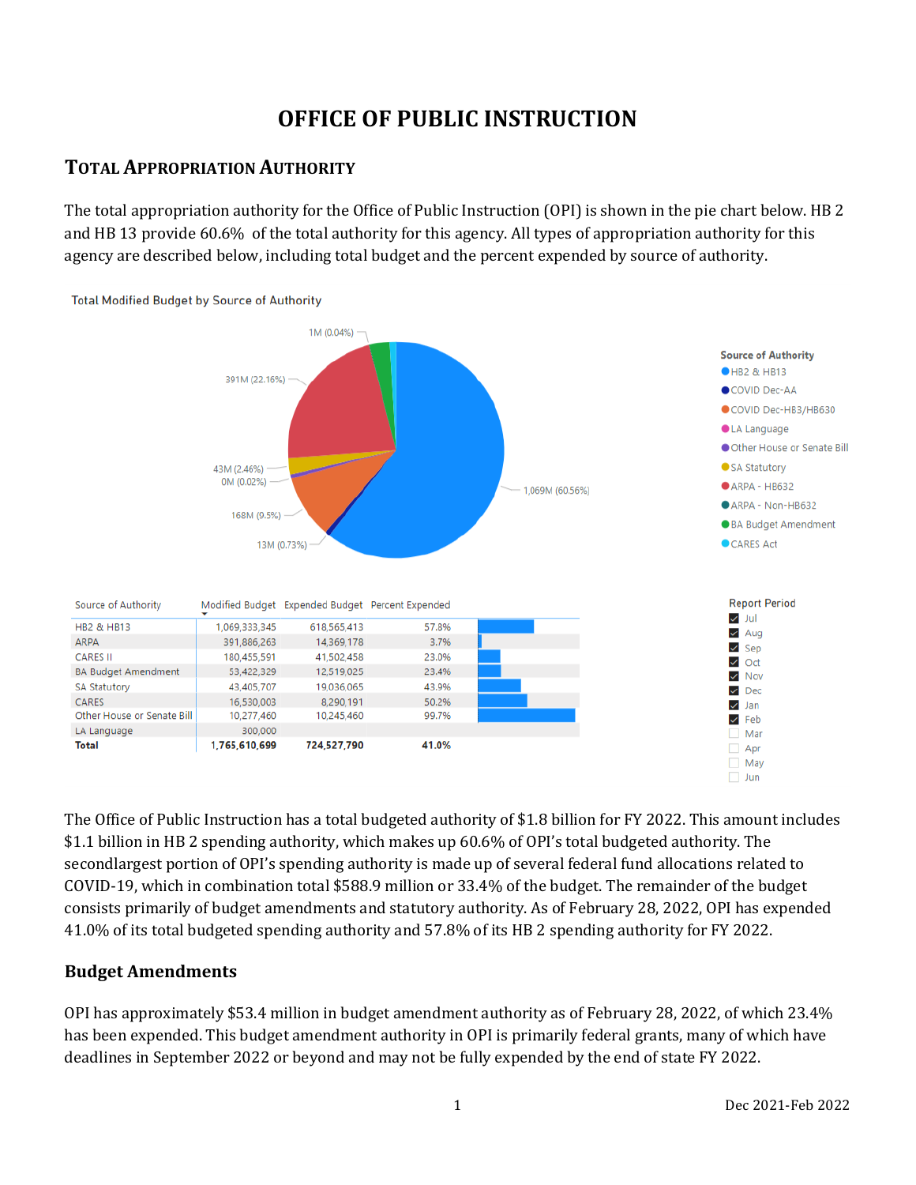# OFFICE OF PUBLIC INSTRUCTION

## TOTAL APPROPRIATION AUTHORITY

The total appropriation authority for the Office of Public Instruction (OPI) is shown in the pie chart below. HB 2 and HB 13 provide 60.6% of the total authority for this agency. All types of appropriation authority for this agency are described below, including total budget and the percent expended by source of authority.

Total Modified Budget by Source of Authority

| Source of Authority | Modified Budget | Expended Budget | Percent Expended |
|---|---|---|---|
| HB2 & HB13 | 1,069,333,345 | 618,565,413 | 57.8% |
| ARPA | 391,886,263 | 14,369,178 | 3.7% |
| CARES II | 180,455,591 | 41,502,458 | 23.0% |
| BA Budget Amendment | 53,422,329 | 12,519,025 | 23.4% |
| SA Statutory | 43,405,707 | 19,036,065 | 43.9% |
| CARES | 16,530,003 | 8,290,191 | 50.2% |
| Other House or Senate Bill | 10,277,460 | 10,245,460 | 99.7% |
| LA Language | 300,000 | | |
| **Total** | **1,765,610,699** | **724,527,790** | **41.0%** |

Report Period: Jul, Aug, Sep, Oct, Nov, Dec, Jan, Feb

The Office of Public Instruction has a total budgeted authority of $1.8 billion for FY 2022. This amount includes $1.1 billion in HB 2 spending authority, which makes up 60.6% of OPI's total budgeted authority. The secondlargest portion of OPI's spending authority is made up of several federal fund allocations related to COVID-19, which in combination total $588.9 million or 33.4% of the budget. The remainder of the budget consists primarily of budget amendments and statutory authority. As of February 28, 2022, OPI has expended 41.0% of its total budgeted spending authority and 57.8% of its HB 2 spending authority for FY 2022.

### Budget Amendments

OPI has approximately $53.4 million in budget amendment authority as of February 28, 2022, of which 23.4% has been expended. This budget amendment authority in OPI is primarily federal grants, many of which have deadlines in September 2022 or beyond and may not be fully expended by the end of state FY 2022.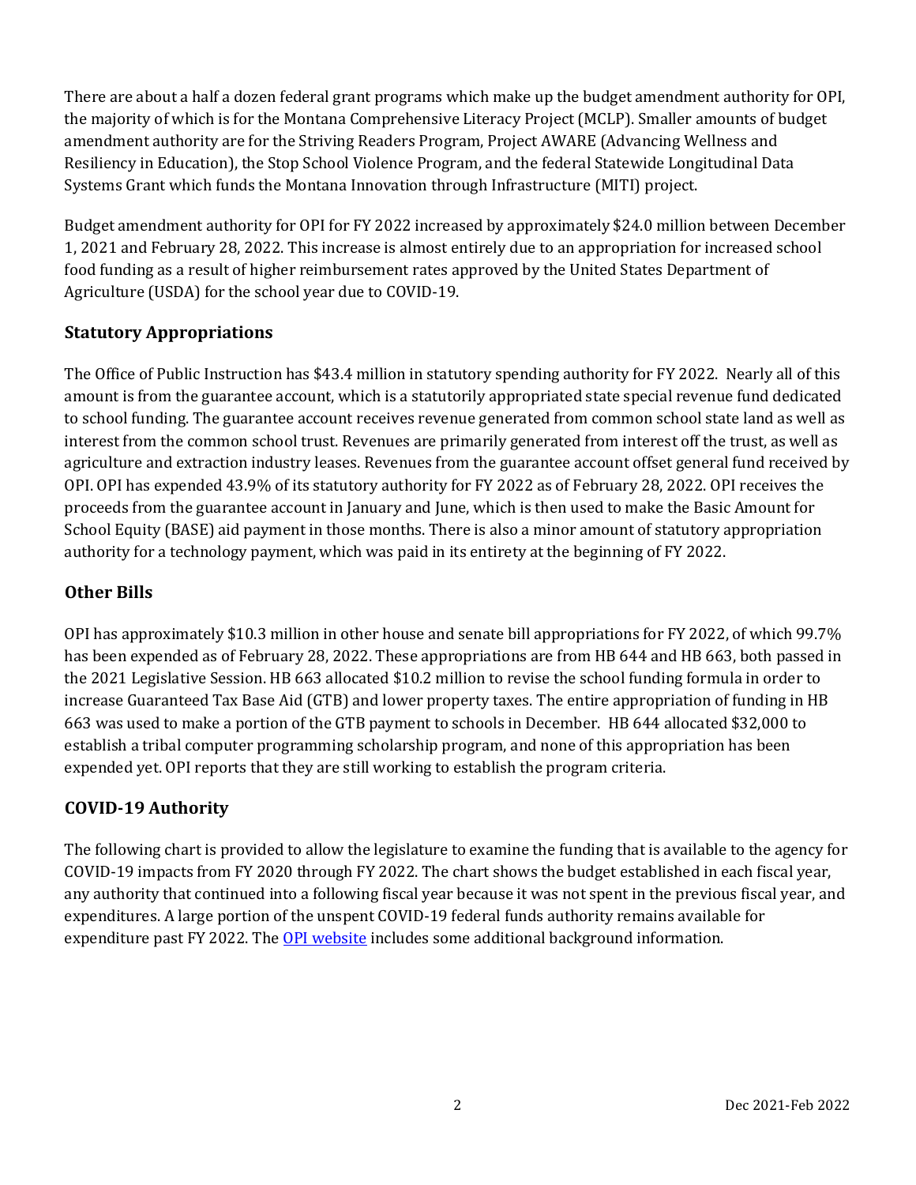There are about a half a dozen federal grant programs which make up the budget amendment authority for OPI, the majority of which is for the Montana Comprehensive Literacy Project (MCLP). Smaller amounts of budget amendment authority are for the Striving Readers Program, Project AWARE (Advancing Wellness and Resiliency in Education), the Stop School Violence Program, and the federal Statewide Longitudinal Data Systems Grant which funds the Montana Innovation through Infrastructure (MITI) project.

Budget amendment authority for OPI for FY 2022 increased by approximately $24.0 million between December 1, 2021 and February 28, 2022. This increase is almost entirely due to an appropriation for increased school food funding as a result of higher reimbursement rates approved by the United States Department of Agriculture (USDA) for the school year due to COVID-19.

## Statutory Appropriations

The Office of Public Instruction has $43.4 million in statutory spending authority for FY 2022. Nearly all of this amount is from the guarantee account, which is a statutorily appropriated state special revenue fund dedicated to school funding. The guarantee account receives revenue generated from common school state land as well as interest from the common school trust. Revenues are primarily generated from interest off the trust, as well as agriculture and extraction industry leases. Revenues from the guarantee account offset general fund received by OPI. OPI has expended 43.9% of its statutory authority for FY 2022 as of February 28, 2022. OPI receives the proceeds from the guarantee account in January and June, which is then used to make the Basic Amount for School Equity (BASE) aid payment in those months. There is also a minor amount of statutory appropriation authority for a technology payment, which was paid in its entirety at the beginning of FY 2022.

## Other Bills

OPI has approximately $10.3 million in other house and senate bill appropriations for FY 2022, of which 99.7% has been expended as of February 28, 2022. These appropriations are from HB 644 and HB 663, both passed in the 2021 Legislative Session. HB 663 allocated $10.2 million to revise the school funding formula in order to increase Guaranteed Tax Base Aid (GTB) and lower property taxes. The entire appropriation of funding in HB 663 was used to make a portion of the GTB payment to schools in December. HB 644 allocated $32,000 to establish a tribal computer programming scholarship program, and none of this appropriation has been expended yet. OPI reports that they are still working to establish the program criteria.

## COVID-19 Authority

The following chart is provided to allow the legislature to examine the funding that is available to the agency for COVID-19 impacts from FY 2020 through FY 2022. The chart shows the budget established in each fiscal year, any authority that continued into a following fiscal year because it was not spent in the previous fiscal year, and expenditures. A large portion of the unspent COVID-19 federal funds authority remains available for expenditure past FY 2022. The [OPI website](#) includes some additional background information.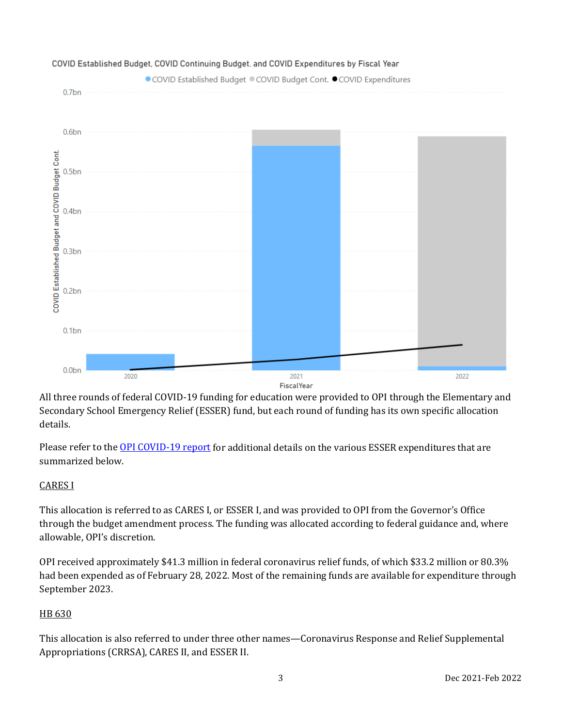COVID Established Budget, COVID Continuing Budget, and COVID Expenditures by Fiscal Year

All three rounds of federal COVID-19 funding for education were provided to OPI through the Elementary and Secondary School Emergency Relief (ESSER) fund, but each round of funding has its own specific allocation details.

Please refer to the OPI COVID-19 report for additional details on the various ESSER expenditures that are summarized below.

## CARES I

This allocation is referred to as CARES I, or ESSER I, and was provided to OPI from the Governor's Office through the budget amendment process. The funding was allocated according to federal guidance and, where allowable, OPI's discretion.

OPI received approximately $41.3 million in federal coronavirus relief funds, of which $33.2 million or 80.3% had been expended as of February 28, 2022. Most of the remaining funds are available for expenditure through September 2023.

## HB 630

This allocation is also referred to under three other names—Coronavirus Response and Relief Supplemental Appropriations (CRRSA), CARES II, and ESSER II.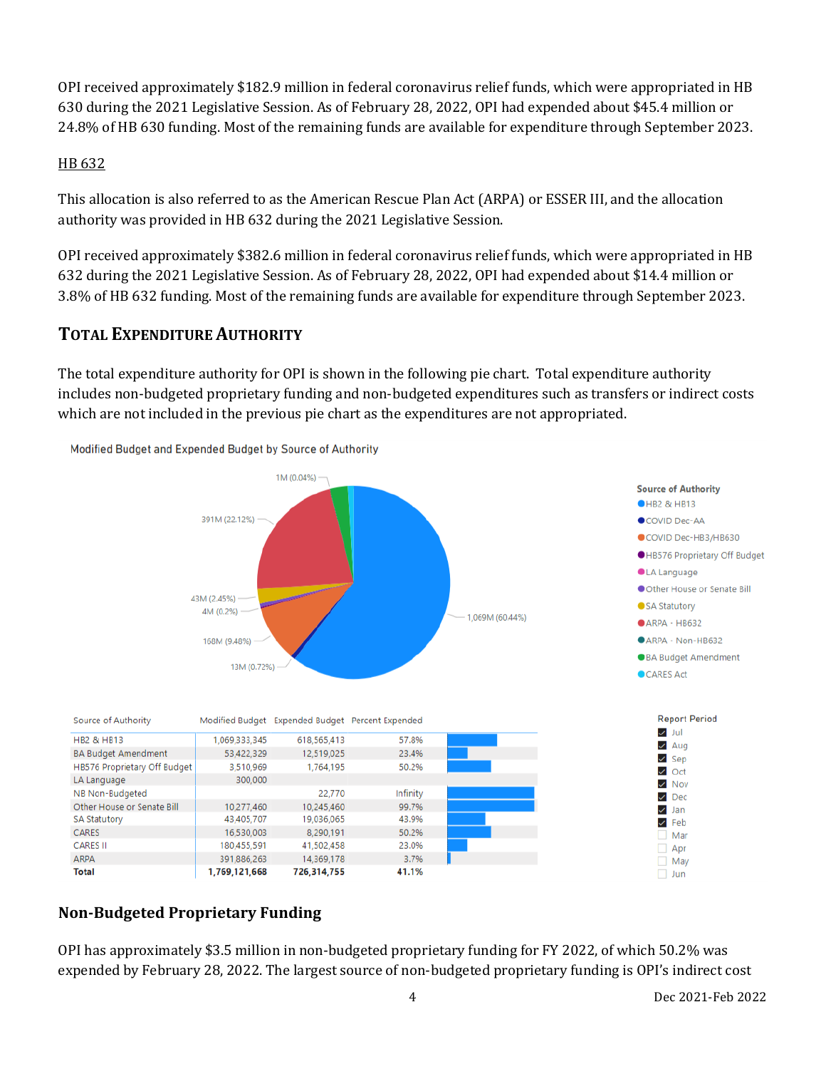OPI received approximately $182.9 million in federal coronavirus relief funds, which were appropriated in HB 630 during the 2021 Legislative Session. As of February 28, 2022, OPI had expended about $45.4 million or 24.8% of HB 630 funding. Most of the remaining funds are available for expenditure through September 2023.

HB 632

This allocation is also referred to as the American Rescue Plan Act (ARPA) or ESSER III, and the allocation authority was provided in HB 632 during the 2021 Legislative Session.

OPI received approximately $382.6 million in federal coronavirus relief funds, which were appropriated in HB 632 during the 2021 Legislative Session. As of February 28, 2022, OPI had expended about $14.4 million or 3.8% of HB 632 funding. Most of the remaining funds are available for expenditure through September 2023.

## Total Expenditure Authority

The total expenditure authority for OPI is shown in the following pie chart. Total expenditure authority includes non-budgeted proprietary funding and non-budgeted expenditures such as transfers or indirect costs which are not included in the previous pie chart as the expenditures are not appropriated.

Modified Budget and Expended Budget by Source of Authority

| Source of Authority | Modified Budget | Expended Budget | Percent Expended |
|---|---|---|---|
| HB2 & HB13 | 1,069,333,345 | 618,565,413 | 57.8% |
| BA Budget Amendment | 53,422,329 | 12,519,025 | 23.4% |
| HB576 Proprietary Off Budget | 3,510,969 | 1,764,195 | 50.2% |
| LA Language | 300,000 | | |
| NB Non-Budgeted | | 22,770 | Infinity |
| Other House or Senate Bill | 10,277,460 | 10,245,460 | 99.7% |
| SA Statutory | 43,405,707 | 19,036,065 | 43.9% |
| CARES | 16,530,003 | 8,290,191 | 50.2% |
| CARES II | 180,455,591 | 41,502,458 | 23.0% |
| ARPA | 391,886,263 | 14,369,178 | 3.7% |
| **Total** | **1,769,121,668** | **726,314,755** | **41.1%** |

### Non-Budgeted Proprietary Funding

OPI has approximately $3.5 million in non-budgeted proprietary funding for FY 2022, of which 50.2% was expended by February 28, 2022. The largest source of non-budgeted proprietary funding is OPI's indirect cost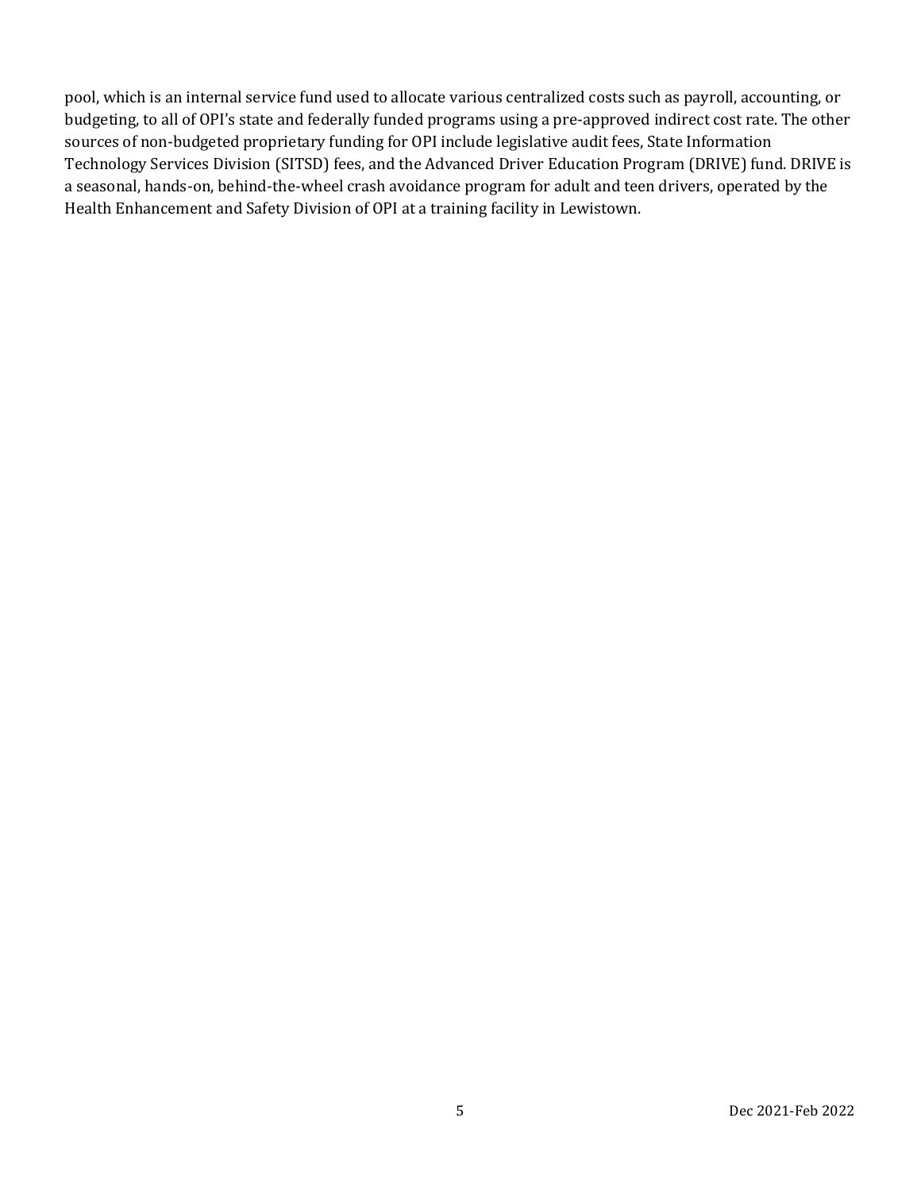pool, which is an internal service fund used to allocate various centralized costs such as payroll, accounting, or budgeting, to all of OPI's state and federally funded programs using a pre-approved indirect cost rate. The other sources of non-budgeted proprietary funding for OPI include legislative audit fees, State Information Technology Services Division (SITSD) fees, and the Advanced Driver Education Program (DRIVE) fund. DRIVE is a seasonal, hands-on, behind-the-wheel crash avoidance program for adult and teen drivers, operated by the Health Enhancement and Safety Division of OPI at a training facility in Lewistown.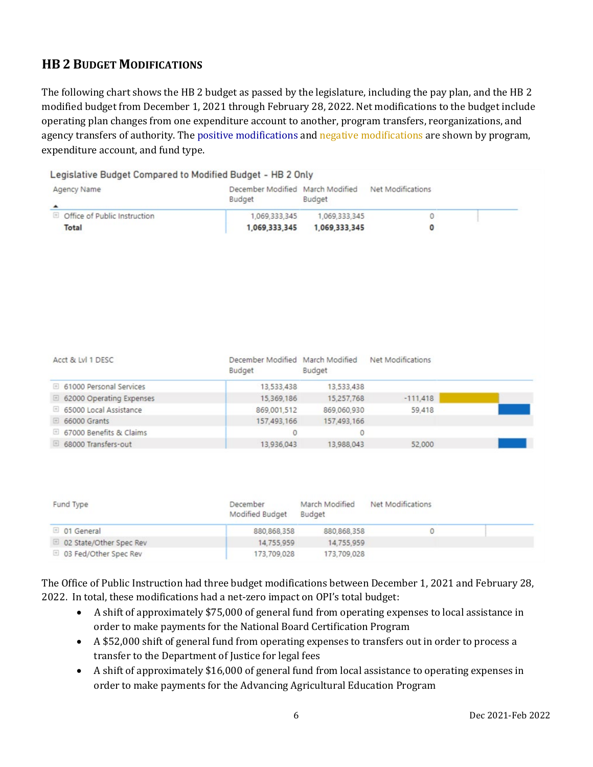## HB 2 Budget Modifications

The following chart shows the HB 2 budget as passed by the legislature, including the pay plan, and the HB 2 modified budget from December 1, 2021 through February 28, 2022. Net modifications to the budget include operating plan changes from one expenditure account to another, program transfers, reorganizations, and agency transfers of authority. The positive modifications and negative modifications are shown by program, expenditure account, and fund type.

Legislative Budget Compared to Modified Budget - HB 2 Only

| Agency Name | December Modified Budget | March Modified Budget | Net Modifications |
|---|---|---|---|
| Office of Public Instruction | 1,069,333,345 | 1,069,333,345 | 0 |
| **Total** | **1,069,333,345** | **1,069,333,345** | **0** |

| Acct & Lvl 1 DESC | December Modified Budget | March Modified Budget | Net Modifications |
|---|---|---|---|
| 61000 Personal Services | 13,533,438 | 13,533,438 | |
| 62000 Operating Expenses | 15,369,186 | 15,257,768 | -111,418 |
| 65000 Local Assistance | 869,001,512 | 869,060,930 | 59,418 |
| 66000 Grants | 157,493,166 | 157,493,166 | |
| 67000 Benefits & Claims | 0 | 0 | |
| 68000 Transfers-out | 13,936,043 | 13,988,043 | 52,000 |

| Fund Type | December Modified Budget | March Modified Budget | Net Modifications |
|---|---|---|---|
| 01 General | 880,868,358 | 880,868,358 | 0 |
| 02 State/Other Spec Rev | 14,755,959 | 14,755,959 | |
| 03 Fed/Other Spec Rev | 173,709,028 | 173,709,028 | |

The Office of Public Instruction had three budget modifications between December 1, 2021 and February 28, 2022. In total, these modifications had a net-zero impact on OPI's total budget:

- A shift of approximately $75,000 of general fund from operating expenses to local assistance in order to make payments for the National Board Certification Program
- A $52,000 shift of general fund from operating expenses to transfers out in order to process a transfer to the Department of Justice for legal fees
- A shift of approximately $16,000 of general fund from local assistance to operating expenses in order to make payments for the Advancing Agricultural Education Program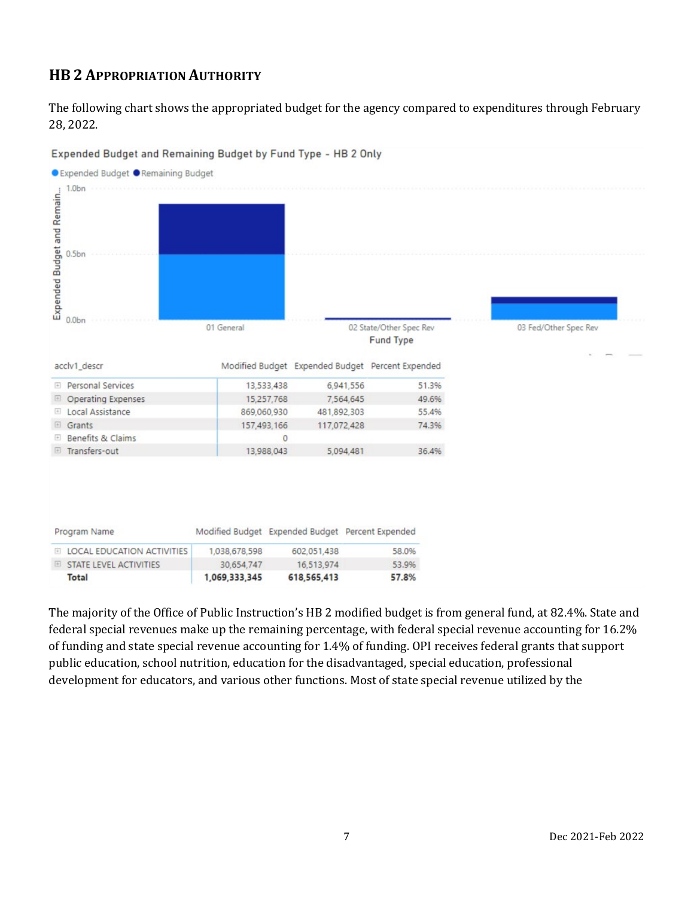## HB 2 APPROPRIATION AUTHORITY

The following chart shows the appropriated budget for the agency compared to expenditures through February 28, 2022.

Expended Budget and Remaining Budget by Fund Type - HB 2 Only

| acclv1_descr | Modified Budget | Expended Budget | Percent Expended |
|---|---|---|---|
| Personal Services | 13,533,438 | 6,941,556 | 51.3% |
| Operating Expenses | 15,257,768 | 7,564,645 | 49.6% |
| Local Assistance | 869,060,930 | 481,892,303 | 55.4% |
| Grants | 157,493,166 | 117,072,428 | 74.3% |
| Benefits & Claims | 0 | | |
| Transfers-out | 13,988,043 | 5,094,481 | 36.4% |

| Program Name | Modified Budget | Expended Budget | Percent Expended |
|---|---|---|---|
| LOCAL EDUCATION ACTIVITIES | 1,038,678,598 | 602,051,438 | 58.0% |
| STATE LEVEL ACTIVITIES | 30,654,747 | 16,513,974 | 53.9% |
| **Total** | **1,069,333,345** | **618,565,413** | **57.8%** |

The majority of the Office of Public Instruction's HB 2 modified budget is from general fund, at 82.4%. State and federal special revenues make up the remaining percentage, with federal special revenue accounting for 16.2% of funding and state special revenue accounting for 1.4% of funding. OPI receives federal grants that support public education, school nutrition, education for the disadvantaged, special education, professional development for educators, and various other functions. Most of state special revenue utilized by the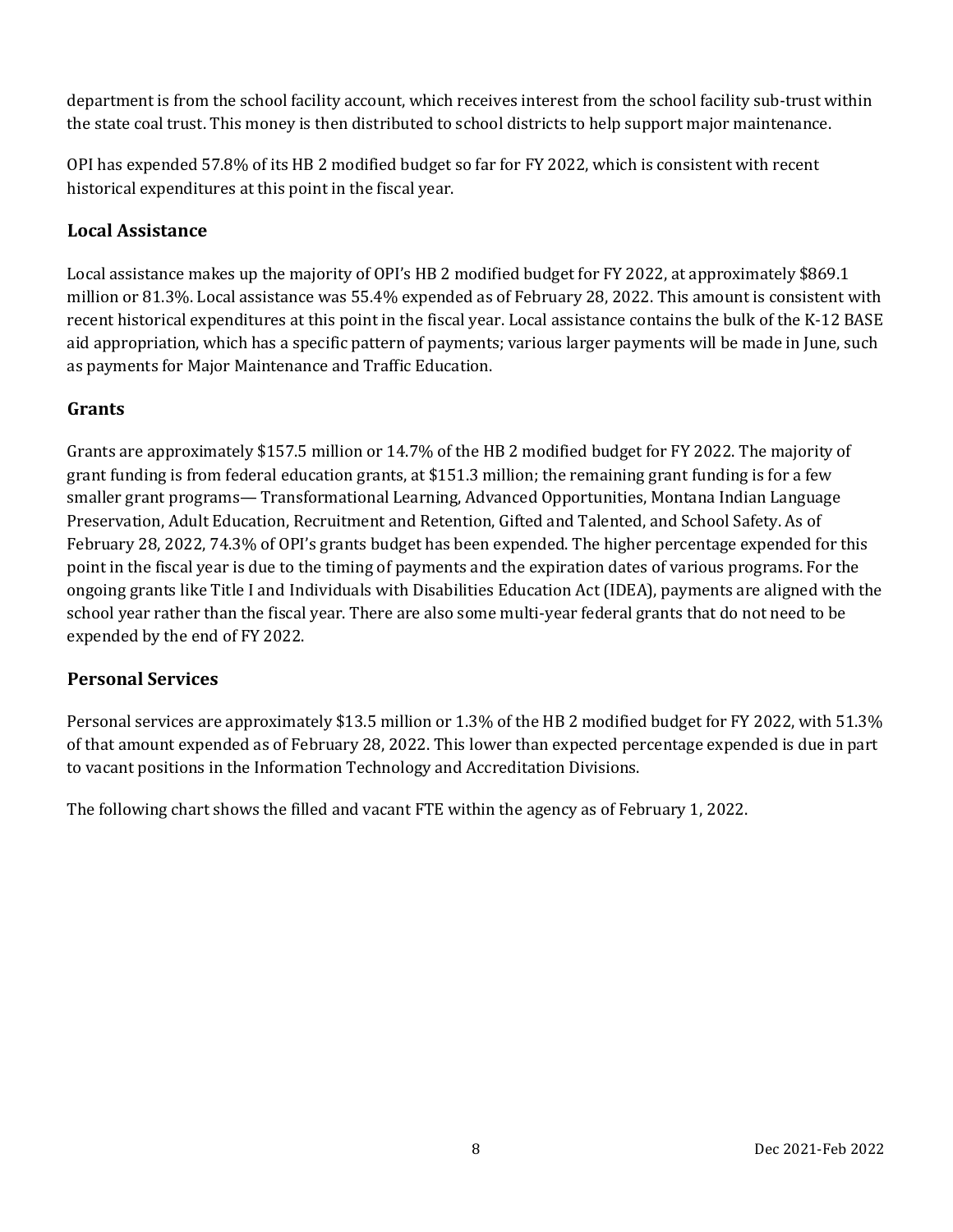department is from the school facility account, which receives interest from the school facility sub-trust within the state coal trust. This money is then distributed to school districts to help support major maintenance.

OPI has expended 57.8% of its HB 2 modified budget so far for FY 2022, which is consistent with recent historical expenditures at this point in the fiscal year.

### Local Assistance

Local assistance makes up the majority of OPI's HB 2 modified budget for FY 2022, at approximately $869.1 million or 81.3%. Local assistance was 55.4% expended as of February 28, 2022. This amount is consistent with recent historical expenditures at this point in the fiscal year. Local assistance contains the bulk of the K-12 BASE aid appropriation, which has a specific pattern of payments; various larger payments will be made in June, such as payments for Major Maintenance and Traffic Education.

### Grants

Grants are approximately $157.5 million or 14.7% of the HB 2 modified budget for FY 2022. The majority of grant funding is from federal education grants, at $151.3 million; the remaining grant funding is for a few smaller grant programs— Transformational Learning, Advanced Opportunities, Montana Indian Language Preservation, Adult Education, Recruitment and Retention, Gifted and Talented, and School Safety. As of February 28, 2022, 74.3% of OPI's grants budget has been expended. The higher percentage expended for this point in the fiscal year is due to the timing of payments and the expiration dates of various programs. For the ongoing grants like Title I and Individuals with Disabilities Education Act (IDEA), payments are aligned with the school year rather than the fiscal year. There are also some multi-year federal grants that do not need to be expended by the end of FY 2022.

### Personal Services

Personal services are approximately $13.5 million or 1.3% of the HB 2 modified budget for FY 2022, with 51.3% of that amount expended as of February 28, 2022. This lower than expected percentage expended is due in part to vacant positions in the Information Technology and Accreditation Divisions.

The following chart shows the filled and vacant FTE within the agency as of February 1, 2022.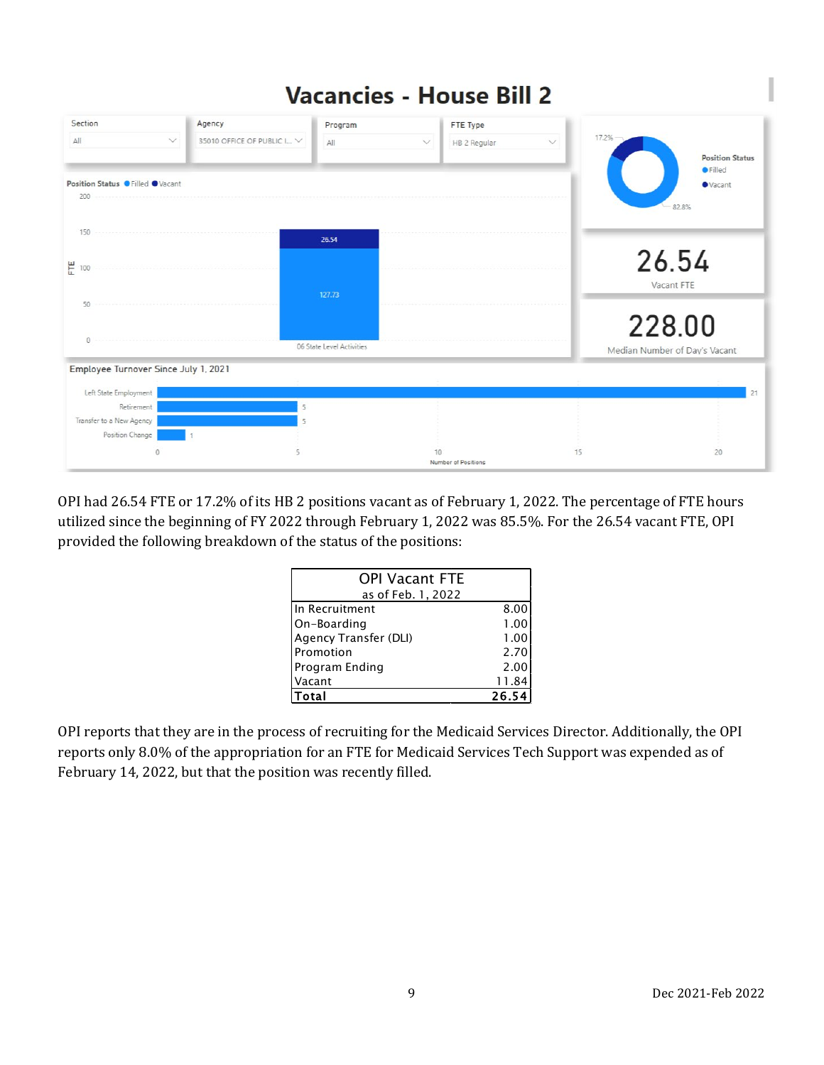# Vacancies - House Bill 2

Section: All | Agency: 35010 OFFICE OF PUBLIC I... | Program: All | FTE Type: HB 2 Regular

Position Status: Filled / Vacant

| Program | Filled | Vacant |
|---|---|---|
| 06 State Level Activities | 127.73 | 26.54 |

Position Status: Filled 82.8%, Vacant 17.2%

**26.54** Vacant FTE

**228.00** Median Number of Day's Vacant

Employee Turnover Since July 1, 2021

| Reason | Number of Positions |
|---|---|
| Left State Employment | 21 |
| Retirement | 5 |
| Transfer to a New Agency | 5 |
| Position Change | 1 |

OPI had 26.54 FTE or 17.2% of its HB 2 positions vacant as of February 1, 2022. The percentage of FTE hours utilized since the beginning of FY 2022 through February 1, 2022 was 85.5%. For the 26.54 vacant FTE, OPI provided the following breakdown of the status of the positions:

| OPI Vacant FTE as of Feb. 1, 2022 | |
|---|---|
| In Recruitment | 8.00 |
| On-Boarding | 1.00 |
| Agency Transfer (DLI) | 1.00 |
| Promotion | 2.70 |
| Program Ending | 2.00 |
| Vacant | 11.84 |
| **Total** | **26.54** |

OPI reports that they are in the process of recruiting for the Medicaid Services Director. Additionally, the OPI reports only 8.0% of the appropriation for an FTE for Medicaid Services Tech Support was expended as of February 14, 2022, but that the position was recently filled.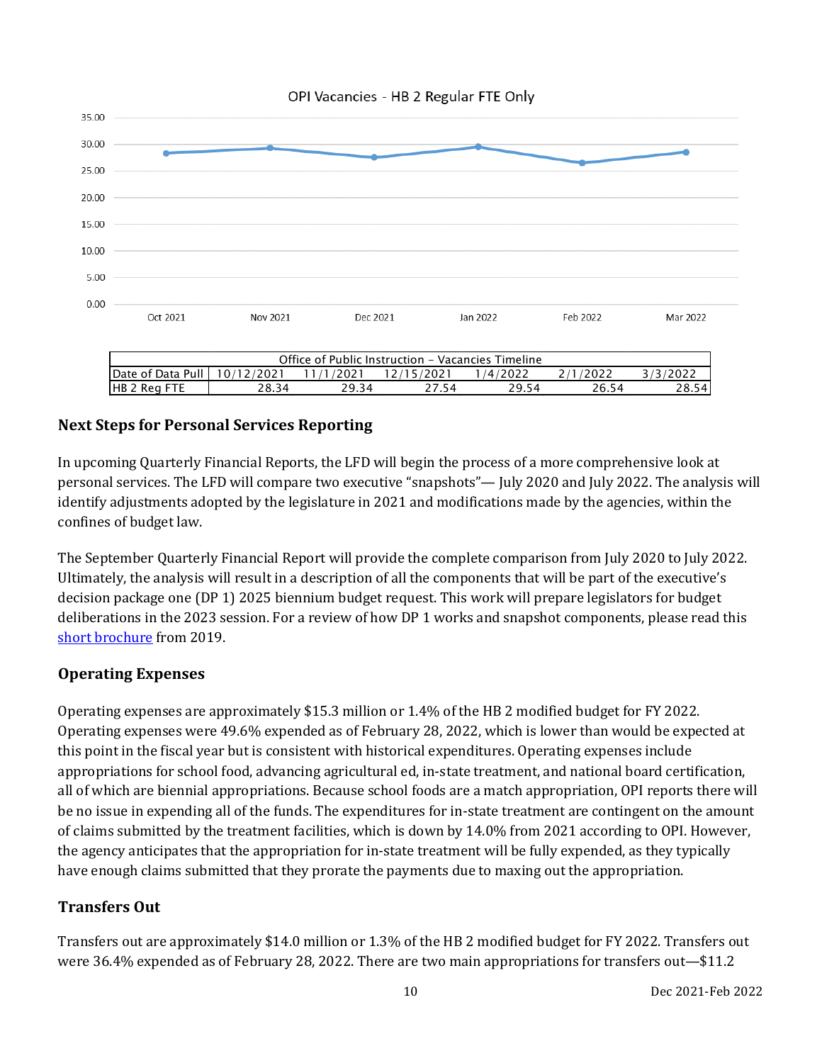OPI Vacancies - HB 2 Regular FTE Only

| Office of Public Instruction – Vacancies Timeline | | | | | | |
|---|---|---|---|---|---|---|
| Date of Data Pull | 10/12/2021 | 11/1/2021 | 12/15/2021 | 1/4/2022 | 2/1/2022 | 3/3/2022 |
| HB 2 Reg FTE | 28.34 | 29.34 | 27.54 | 29.54 | 26.54 | 28.54 |

### Next Steps for Personal Services Reporting

In upcoming Quarterly Financial Reports, the LFD will begin the process of a more comprehensive look at personal services. The LFD will compare two executive "snapshots"— July 2020 and July 2022. The analysis will identify adjustments adopted by the legislature in 2021 and modifications made by the agencies, within the confines of budget law.

The September Quarterly Financial Report will provide the complete comparison from July 2020 to July 2022. Ultimately, the analysis will result in a description of all the components that will be part of the executive's decision package one (DP 1) 2025 biennium budget request. This work will prepare legislators for budget deliberations in the 2023 session. For a review of how DP 1 works and snapshot components, please read this short brochure from 2019.

### Operating Expenses

Operating expenses are approximately $15.3 million or 1.4% of the HB 2 modified budget for FY 2022. Operating expenses were 49.6% expended as of February 28, 2022, which is lower than would be expected at this point in the fiscal year but is consistent with historical expenditures. Operating expenses include appropriations for school food, advancing agricultural ed, in-state treatment, and national board certification, all of which are biennial appropriations. Because school foods are a match appropriation, OPI reports there will be no issue in expending all of the funds. The expenditures for in-state treatment are contingent on the amount of claims submitted by the treatment facilities, which is down by 14.0% from 2021 according to OPI. However, the agency anticipates that the appropriation for in-state treatment will be fully expended, as they typically have enough claims submitted that they prorate the payments due to maxing out the appropriation.

### Transfers Out

Transfers out are approximately $14.0 million or 1.3% of the HB 2 modified budget for FY 2022. Transfers out were 36.4% expended as of February 28, 2022. There are two main appropriations for transfers out—$11.2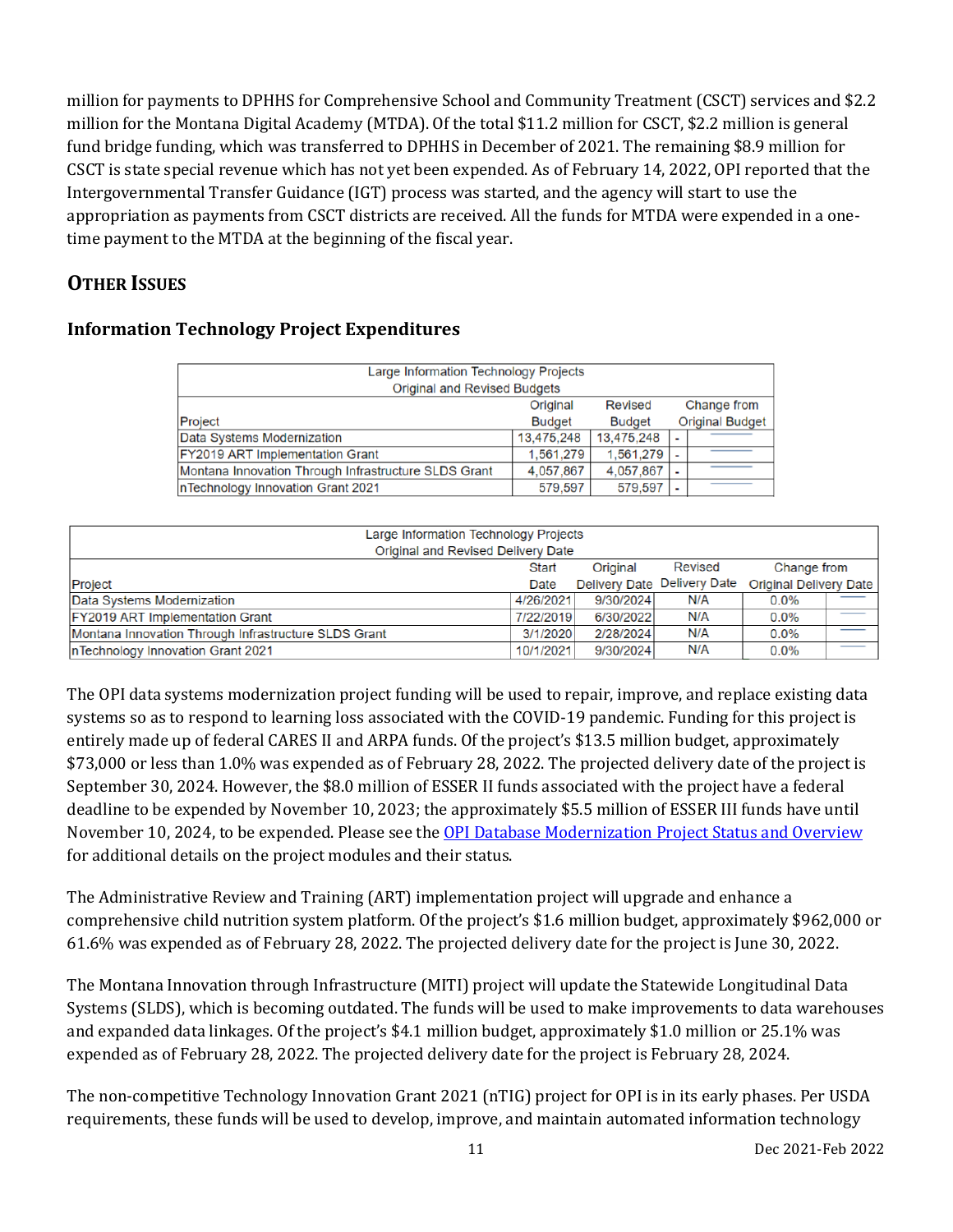million for payments to DPHHS for Comprehensive School and Community Treatment (CSCT) services and $2.2 million for the Montana Digital Academy (MTDA). Of the total $11.2 million for CSCT, $2.2 million is general fund bridge funding, which was transferred to DPHHS in December of 2021. The remaining $8.9 million for CSCT is state special revenue which has not yet been expended. As of February 14, 2022, OPI reported that the Intergovernmental Transfer Guidance (IGT) process was started, and the agency will start to use the appropriation as payments from CSCT districts are received. All the funds for MTDA were expended in a one-time payment to the MTDA at the beginning of the fiscal year.

## OTHER ISSUES

### Information Technology Project Expenditures

| Large Information Technology Projects<br>Original and Revised Budgets | | | |
|---|---|---|---|
| Project | Original Budget | Revised Budget | Change from Original Budget |
| Data Systems Modernization | 13,475,248 | 13,475,248 | - |
| FY2019 ART Implementation Grant | 1,561,279 | 1,561,279 | - |
| Montana Innovation Through Infrastructure SLDS Grant | 4,057,867 | 4,057,867 | - |
| nTechnology Innovation Grant 2021 | 579,597 | 579,597 | - |

| Large Information Technology Projects<br>Original and Revised Delivery Date | | | | |
|---|---|---|---|---|
| Project | Start Date | Original Delivery Date | Revised Delivery Date | Change from Original Delivery Date |
| Data Systems Modernization | 4/26/2021 | 9/30/2024 | N/A | 0.0% |
| FY2019 ART Implementation Grant | 7/22/2019 | 6/30/2022 | N/A | 0.0% |
| Montana Innovation Through Infrastructure SLDS Grant | 3/1/2020 | 2/28/2024 | N/A | 0.0% |
| nTechnology Innovation Grant 2021 | 10/1/2021 | 9/30/2024 | N/A | 0.0% |

The OPI data systems modernization project funding will be used to repair, improve, and replace existing data systems so as to respond to learning loss associated with the COVID-19 pandemic. Funding for this project is entirely made up of federal CARES II and ARPA funds. Of the project's $13.5 million budget, approximately $73,000 or less than 1.0% was expended as of February 28, 2022. The projected delivery date of the project is September 30, 2024. However, the $8.0 million of ESSER II funds associated with the project have a federal deadline to be expended by November 10, 2023; the approximately $5.5 million of ESSER III funds have until November 10, 2024, to be expended. Please see the [OPI Database Modernization Project Status and Overview] for additional details on the project modules and their status.

The Administrative Review and Training (ART) implementation project will upgrade and enhance a comprehensive child nutrition system platform. Of the project's $1.6 million budget, approximately $962,000 or 61.6% was expended as of February 28, 2022. The projected delivery date for the project is June 30, 2022.

The Montana Innovation through Infrastructure (MITI) project will update the Statewide Longitudinal Data Systems (SLDS), which is becoming outdated. The funds will be used to make improvements to data warehouses and expanded data linkages. Of the project's $4.1 million budget, approximately $1.0 million or 25.1% was expended as of February 28, 2022. The projected delivery date for the project is February 28, 2024.

The non-competitive Technology Innovation Grant 2021 (nTIG) project for OPI is in its early phases. Per USDA requirements, these funds will be used to develop, improve, and maintain automated information technology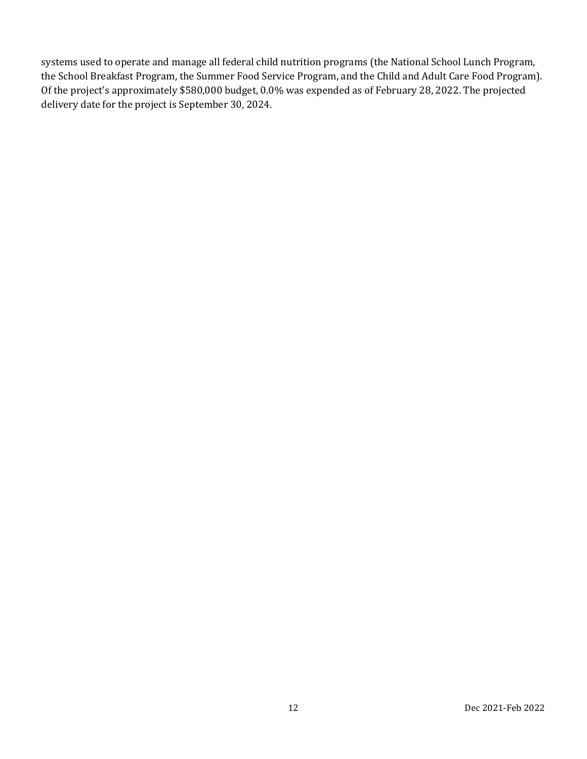systems used to operate and manage all federal child nutrition programs (the National School Lunch Program, the School Breakfast Program, the Summer Food Service Program, and the Child and Adult Care Food Program). Of the project's approximately $580,000 budget, 0.0% was expended as of February 28, 2022. The projected delivery date for the project is September 30, 2024.